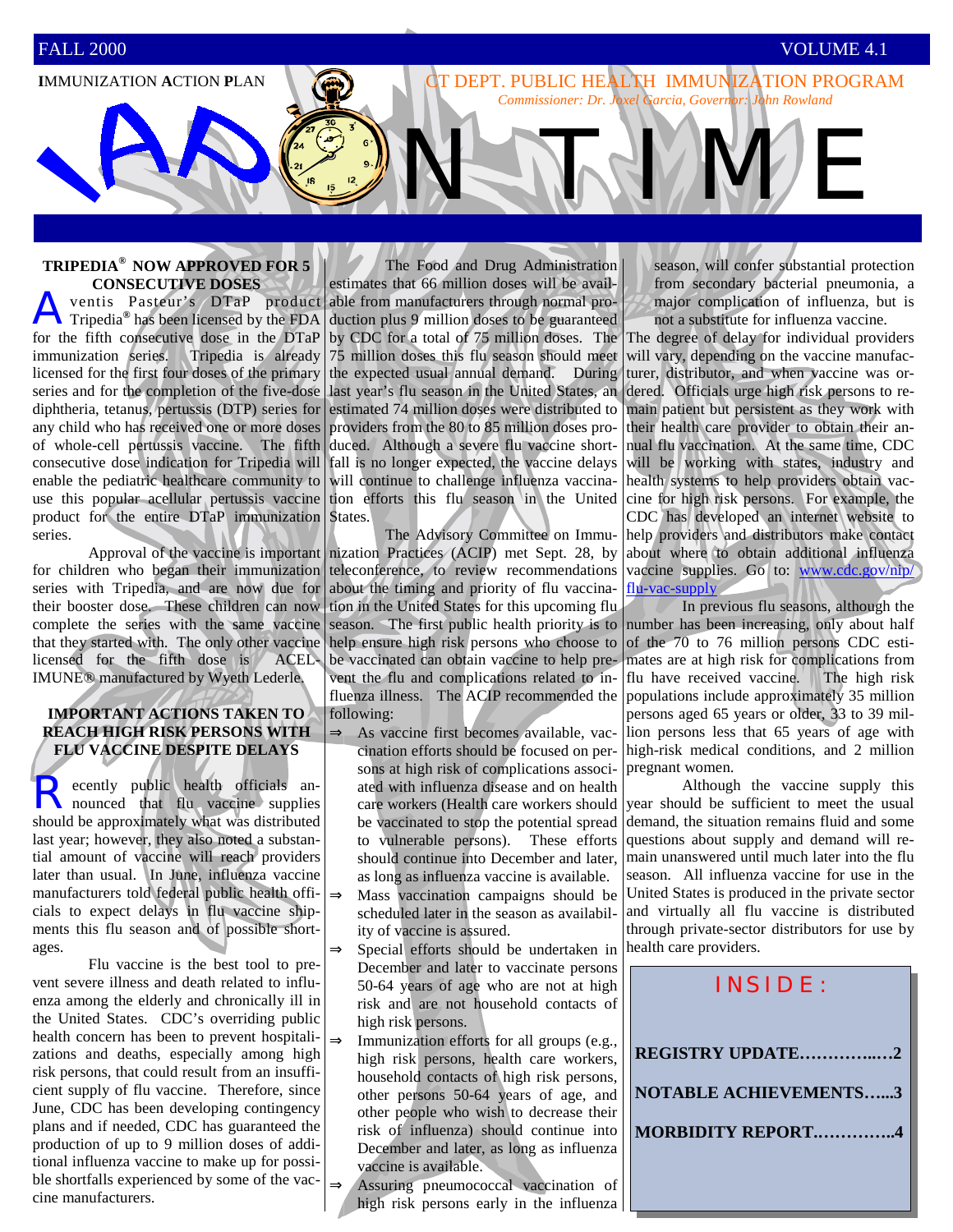FALL 2000 VOLUME 4.1

IMMUNIZATION ACTION PLAN

CT DEPT. PUBLIC HEALTH IMMUNIZATION PROGRAM

*Commissioner: Dr. Joxel Garcia, Governor: John Rowland*

# IAP ON TIME

## TRIPEDIA® NOW APPROVED FOR 5 CONSECUTIVE DOSES

Aventis Pasteur's DTaP product Tripedia® has been licensed by the FDA for the fifth consecutive dose in the DTaP immunization series. Tripedia is already licensed for the first four doses of the primary series and for the completion of the five-dose diphtheria, tetanus, pertussis (DTP) series for any child who has received one or more doses of whole-cell pertussis vaccine. The fifth consecutive dose indication for Tripedia will enable the pediatric healthcare community to use this popular acellular pertussis vaccine product for the entire DTaP immunization series.

Approval of the vaccine is important for children who began their immunization series with Tripedia, and are now due for their booster dose. These children can now complete the series with the same vaccine that they started with. The only other vaccine licensed for the fifth dose is ACEL-IMUNE® manufactured by Wyeth Lederle.

## IMPORTANT ACTIONS TAKEN TO REACH HIGH RISK PERSONS WITH FLU VACCINE DESPITE DELAYS

Recently public health officials announced that flu vaccine supplies should be approximately what was distributed last year; however, they also noted a substantial amount of vaccine will reach providers later than usual. In June, influenza vaccine manufacturers told federal public health officials to expect delays in flu vaccine shipments this flu season and of possible shortages.

Flu vaccine is the best tool to prevent severe illness and death related to influenza among the elderly and chronically ill in the United States. CDC's overriding public health concern has been to prevent hospitalizations and deaths, especially among high risk persons, that could result from an insufficient supply of flu vaccine. Therefore, since June, CDC has been developing contingency plans and if needed, CDC has guaranteed the production of up to 9 million doses of additional influenza vaccine to make up for possible shortfalls experienced by some of the vaccine manufacturers.

The Food and Drug Administration estimates that 66 million doses will be available from manufacturers through normal production plus 9 million doses to be guaranteed by CDC for a total of 75 million doses. The 75 million doses this flu season should meet the expected usual annual demand. During last year's flu season in the United States, an estimated 74 million doses were distributed to providers from the 80 to 85 million doses produced. Although a severe flu vaccine shortfall is no longer expected, the vaccine delays will continue to challenge influenza vaccination efforts this flu season in the United States.

The Advisory Committee on Immunization Practices (ACIP) met Sept. 28, by teleconference, to review recommendations about the timing and priority of flu vaccination in the United States for this upcoming flu season. The first public health priority is to help ensure high risk persons who choose to be vaccinated can obtain vaccine to help prevent the flu and complications related to influenza illness. The ACIP recommended the following:

- ⇒ As vaccine first becomes available, vaccination efforts should be focused on persons at high risk of complications associated with influenza disease and on health care workers (Health care workers should be vaccinated to stop the potential spread to vulnerable persons). These efforts should continue into December and later, as long as influenza vaccine is available.
- ⇒ Mass vaccination campaigns should be scheduled later in the season as availability of vaccine is assured.
- ⇒ Special efforts should be undertaken in December and later to vaccinate persons 50-64 years of age who are not at high risk and are not household contacts of high risk persons.
- ⇒ Immunization efforts for all groups (e.g., high risk persons, health care workers, household contacts of high risk persons, other persons 50-64 years of age, and other people who wish to decrease their risk of influenza) should continue into December and later, as long as influenza vaccine is available.
- ⇒ Assuring pneumococcal vaccination of high risk persons early in the influenza season, will confer substantial protection from secondary bacterial pneumonia, a major complication of influenza, but is not a substitute for influenza vaccine.

The degree of delay for individual providers will vary, depending on the vaccine manufacturer, distributor, and when vaccine was ordered. Officials urge high risk persons to remain patient but persistent as they work with their health care provider to obtain their annual flu vaccination. At the same time, CDC will be working with states, industry and health systems to help providers obtain vaccine for high risk persons. For example, the CDC has developed an internet website to help providers and distributors make contact about where to obtain additional influenza vaccine supplies. Go to: www.cdc.gov/nip/flu-vac-supply

In previous flu seasons, although the number has been increasing, only about half of the 70 to 76 million persons CDC estimates are at high risk for complications from flu have received vaccine. The high risk populations include approximately 35 million persons aged 65 years or older, 33 to 39 million persons less that 65 years of age with high-risk medical conditions, and 2 million pregnant women.

Although the vaccine supply this year should be sufficient to meet the usual demand, the situation remains fluid and some questions about supply and demand will remain unanswered until much later into the flu season. All influenza vaccine for use in the United States is produced in the private sector and virtually all flu vaccine is distributed through private-sector distributors for use by health care providers.

**INSIDE:**

**REGISTRY UPDATE…………..….2**

**NOTABLE ACHIEVEMENTS…...3**

**MORBIDITY REPORT.…………..4**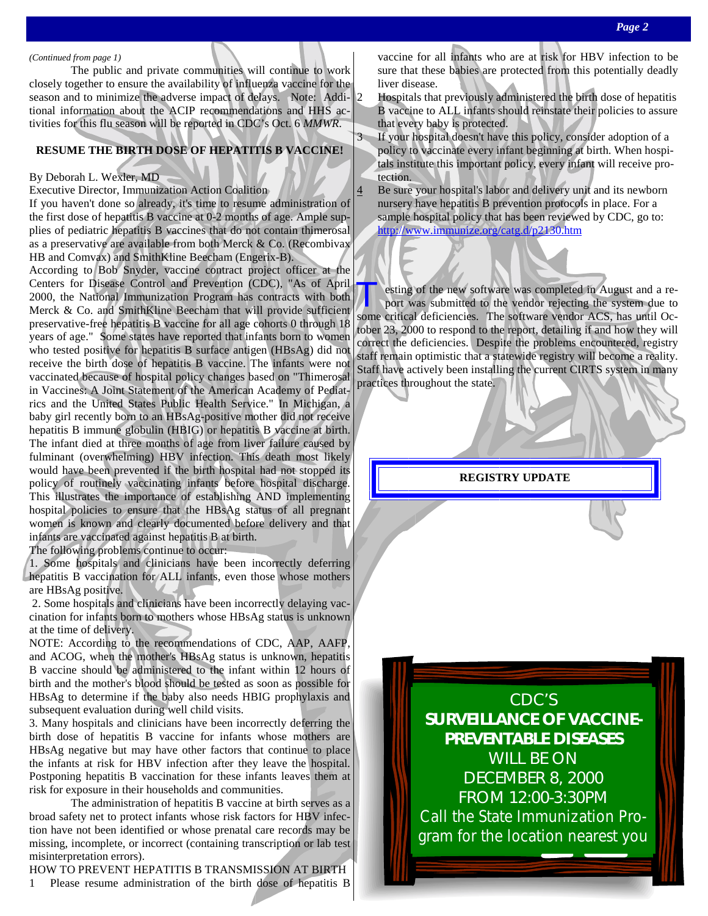*(Continued from page 1)*

The public and private communities will continue to work closely together to ensure the availability of influenza vaccine for the season and to minimize the adverse impact of delays. Note: Additional information about the ACIP recommendations and HHS activities for this flu season will be reported in CDC's Oct. 6 *MMWR*.

## RESUME THE BIRTH DOSE OF HEPATITIS B VACCINE!

By Deborah L. Wexler, MD
Executive Director, Immunization Action Coalition

If you haven't done so already, it's time to resume administration of the first dose of hepatitis B vaccine at 0-2 months of age. Ample supplies of pediatric hepatitis B vaccines that do not contain thimerosal as a preservative are available from both Merck & Co. (Recombivax HB and Comvax) and SmithKline Beecham (Engerix-B).

According to Bob Snyder, vaccine contract project officer at the Centers for Disease Control and Prevention (CDC), "As of April 2000, the National Immunization Program has contracts with both Merck & Co. and SmithKline Beecham that will provide sufficient preservative-free hepatitis B vaccine for all age cohorts 0 through 18 years of age." Some states have reported that infants born to women who tested positive for hepatitis B surface antigen (HBsAg) did not receive the birth dose of hepatitis B vaccine. The infants were not vaccinated because of hospital policy changes based on "Thimerosal in Vaccines: A Joint Statement of the American Academy of Pediatrics and the United States Public Health Service." In Michigan, a baby girl recently born to an HBsAg-positive mother did not receive hepatitis B immune globulin (HBIG) or hepatitis B vaccine at birth. The infant died at three months of age from liver failure caused by fulminant (overwhelming) HBV infection. This death most likely would have been prevented if the birth hospital had not stopped its policy of routinely vaccinating infants before hospital discharge. This illustrates the importance of establishing AND implementing hospital policies to ensure that the HBsAg status of all pregnant women is known and clearly documented before delivery and that infants are vaccinated against hepatitis B at birth.

The following problems continue to occur:

1. Some hospitals and clinicians have been incorrectly deferring hepatitis B vaccination for ALL infants, even those whose mothers are HBsAg positive.

2. Some hospitals and clinicians have been incorrectly delaying vaccination for infants born to mothers whose HBsAg status is unknown at the time of delivery.

NOTE: According to the recommendations of CDC, AAP, AAFP, and ACOG, when the mother's HBsAg status is unknown, hepatitis B vaccine should be administered to the infant within 12 hours of birth and the mother's blood should be tested as soon as possible for HBsAg to determine if the baby also needs HBIG prophylaxis and subsequent evaluation during well child visits.

3. Many hospitals and clinicians have been incorrectly deferring the birth dose of hepatitis B vaccine for infants whose mothers are HBsAg negative but may have other factors that continue to place the infants at risk for HBV infection after they leave the hospital. Postponing hepatitis B vaccination for these infants leaves them at risk for exposure in their households and communities.

The administration of hepatitis B vaccine at birth serves as a broad safety net to protect infants whose risk factors for HBV infection have not been identified or whose prenatal care records may be missing, incomplete, or incorrect (containing transcription or lab test misinterpretation errors).

HOW TO PREVENT HEPATITIS B TRANSMISSION AT BIRTH

1. Please resume administration of the birth dose of hepatitis B vaccine for all infants who are at risk for HBV infection to be sure that these babies are protected from this potentially deadly liver disease.
2. Hospitals that previously administered the birth dose of hepatitis B vaccine to ALL infants should reinstate their policies to assure that every baby is protected.
3. If your hospital doesn't have this policy, consider adoption of a policy to vaccinate every infant beginning at birth. When hospitals institute this important policy, every infant will receive protection.
4. Be sure your hospital's labor and delivery unit and its newborn nursery have hepatitis B prevention protocols in place. For a sample hospital policy that has been reviewed by CDC, go to: http://www.immunize.org/catg.d/p2130.htm

## REGISTRY UPDATE

Testing of the new software was completed in August and a report was submitted to the vendor rejecting the system due to some critical deficiencies. The software vendor ACS, has until October 23, 2000 to respond to the report, detailing if and how they will correct the deficiencies. Despite the problems encountered, registry staff remain optimistic that a statewide registry will become a reality. Staff have actively been installing the current CIRTS system in many practices throughout the state.

CDC'S
**SURVEILLANCE OF VACCINE-PREVENTABLE DISEASES**
WILL BE ON
DECEMBER 8, 2000
FROM 12:00-3:30PM
Call the State Immunization Program for the location nearest you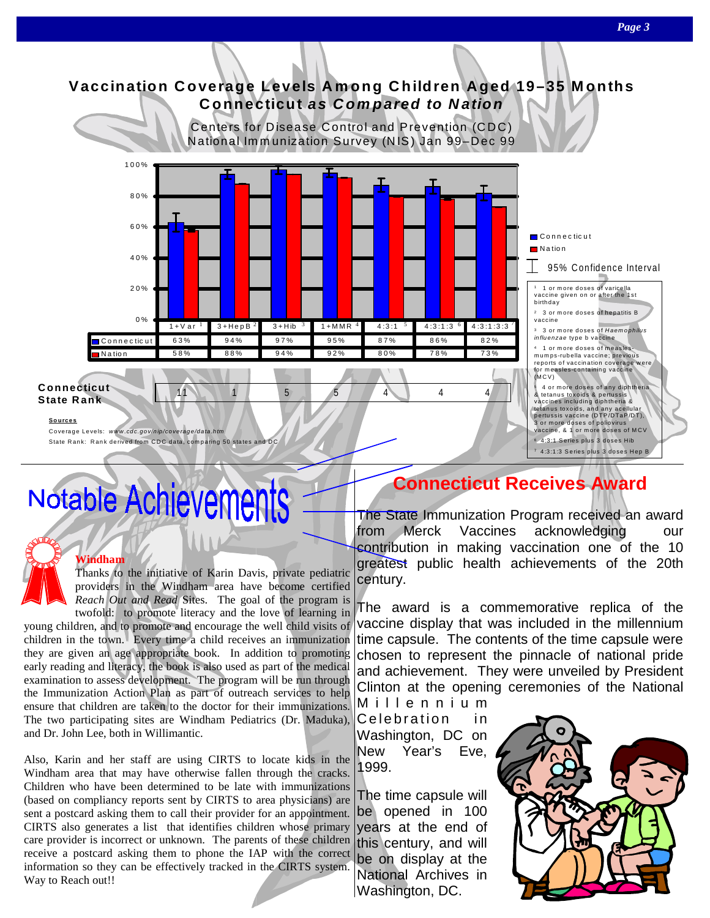## Vaccination Coverage Levels Among Children Aged 19–35 Months Connecticut *as Compared to Nation*

Centers for Disease Control and Prevention (CDC)
National Immunization Survey (NIS) Jan 99–Dec 99

| | 1+Var [1] | 3+HepB [2] | 3+Hib [3] | 1+MMR [4] | 4:3:1 [5] | 4:3:1:3 [6] | 4:3:1:3:3 [7] |
|---|---|---|---|---|---|---|---|
| Connecticut | 63% | 94% | 97% | 95% | 87% | 86% | 82% |
| Nation | 58% | 88% | 94% | 92% | 80% | 78% | 73% |
| Connecticut State Rank | 11 | 1 | 5 | 5 | 4 | 4 | 4 |

Legend: Connecticut; Nation; 95% Confidence Interval

[1] 1 or more doses of varicella vaccine given on or after the 1st birthday

[2] 3 or more doses of hepatitis B vaccine

[3] 3 or more doses of *Haemophilus influenzae* type b vaccine

[4] 1 or more doses of measles-mumps-rubella vaccine; previous reports of vaccination coverage were for measles-containing vaccine (MCV)

[5] 4 or more doses of any diphtheria & tetanus toxoids & pertussis vaccines including diphtheria & tetanus toxoids, and any acellular pertussis vaccine (DTP/DTaP/DT), 3 or more doses of poliovirus vaccine, & 1 or more doses of MCV

[6] 4:3:1 Series plus 3 doses Hib

[7] 4:3:1:3 Series plus 3 doses Hep B

**Sources**

Coverage Levels: *www.cdc.gov/nip/coverage/data.htm*

State Rank: Rank derived from CDC data, comparing 50 states and DC

# Notable Achievements

**Windham**

Thanks to the initiative of Karin Davis, private pediatric providers in the Windham area have become certified *Reach Out and Read* Sites. The goal of the program is twofold: to promote literacy and the love of learning in young children, and to promote and encourage the well child visits of children in the town. Every time a child receives an immunization they are given an age appropriate book. In addition to promoting early reading and literacy, the book is also used as part of the medical examination to assess development. The program will be run through the Immunization Action Plan as part of outreach services to help ensure that children are taken to the doctor for their immunizations. The two participating sites are Windham Pediatrics (Dr. Maduka), and Dr. John Lee, both in Willimantic.

Also, Karin and her staff are using CIRTS to locate kids in the Windham area that may have otherwise fallen through the cracks. Children who have been determined to be late with immunizations (based on compliancy reports sent by CIRTS to area physicians) are sent a postcard asking them to call their provider for an appointment. CIRTS also generates a list that identifies children whose primary care provider is incorrect or unknown. The parents of these children receive a postcard asking them to phone the IAP with the correct information so they can be effectively tracked in the CIRTS system. Way to Reach out!!

## Connecticut Receives Award

The State Immunization Program received an award from Merck Vaccines acknowledging our contribution in making vaccination one of the 10 greatest public health achievements of the 20th century.

The award is a commemorative replica of the vaccine display that was included in the millennium time capsule. The contents of the time capsule were chosen to represent the pinnacle of national pride and achievement. They were unveiled by President Clinton at the opening ceremonies of the National Millennium Celebration in Washington, DC on New Year's Eve, 1999.

The time capsule will be opened in 100 years at the end of this century, and will be on display at the National Archives in Washington, DC.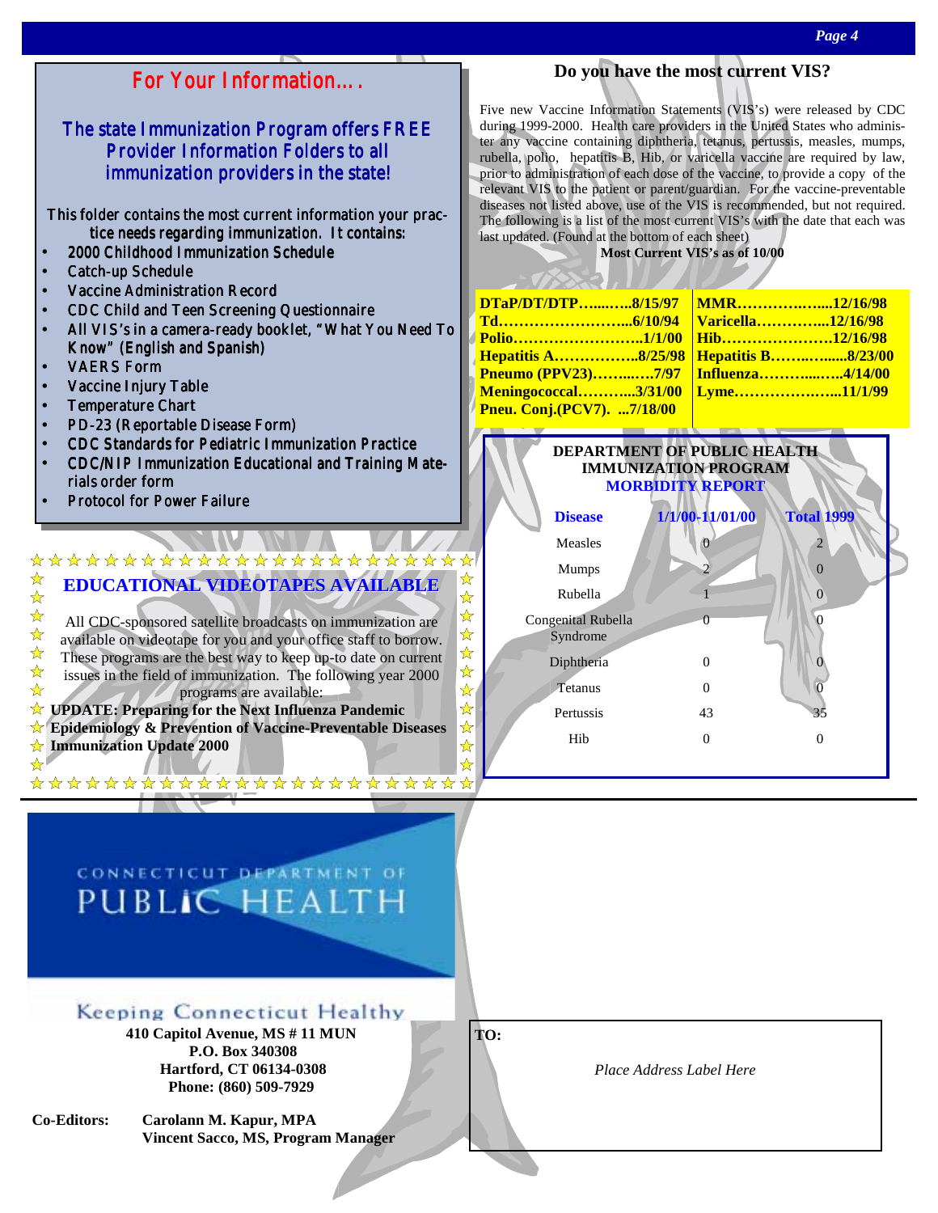## For Your Information….

**The state Immunization Program offers FREE Provider Information Folders to all immunization providers in the state!**

This folder contains the most current information your practice needs regarding immunization. It contains:

- 2000 Childhood Immunization Schedule
- Catch-up Schedule
- Vaccine Administration Record
- CDC Child and Teen Screening Questionnaire
- All VIS's in a camera-ready booklet, "What You Need To Know" (English and Spanish)
- VAERS Form
- Vaccine Injury Table
- Temperature Chart
- PD-23 (Reportable Disease Form)
- CDC Standards for Pediatric Immunization Practice
- CDC/NIP Immunization Educational and Training Materials order form
- Protocol for Power Failure

## EDUCATIONAL VIDEOTAPES AVAILABLE

All CDC-sponsored satellite broadcasts on immunization are available on videotape for you and your office staff to borrow. These programs are the best way to keep up-to date on current issues in the field of immunization. The following year 2000 programs are available:

**UPDATE: Preparing for the Next Influenza Pandemic**
**Epidemiology & Prevention of Vaccine-Preventable Diseases**
**Immunization Update 2000**

## Do you have the most current VIS?

Five new Vaccine Information Statements (VIS's) were released by CDC during 1999-2000. Health care providers in the United States who administer any vaccine containing diphtheria, tetanus, pertussis, measles, mumps, rubella, polio, hepatitis B, Hib, or varicella vaccine are required by law, prior to administration of each dose of the vaccine, to provide a copy of the relevant VIS to the patient or parent/guardian. For the vaccine-preventable diseases not listed above, use of the VIS is recommended, but not required. The following is a list of the most current VIS's with the date that each was last updated. (Found at the bottom of each sheet)

**Most Current VIS's as of 10/00**

| | |
|---|---|
| **DTaP/DT/DTP…....…..8/15/97** | **MMR…………….....12/16/98** |
| **Td……………………...6/10/94** | **Varicella…………...12/16/98** |
| **Polio……………………..1/1/00** | **Hib…………………12/16/98** |
| **Hepatitis A……………..8/25/98** | **Hepatitis B……..…....8/23/00** |
| **Pneumo (PPV23)……...….7/97** | **Influenza……….....….4/14/00** |
| **Meningococcal………...3/31/00** | **Lyme………………...11/1/99** |
| **Pneu. Conj.(PCV7). ...7/18/00** | |

**DEPARTMENT OF PUBLIC HEALTH**
**IMMUNIZATION PROGRAM**
**MORBIDITY REPORT**

| Disease | 1/1/00-11/01/00 | Total 1999 |
|---|---|---|
| Measles | 0 | 2 |
| Mumps | 2 | 0 |
| Rubella | 1 | 0 |
| Congenital Rubella Syndrome | 0 | 0 |
| Diphtheria | 0 | 0 |
| Tetanus | 0 | 0 |
| Pertussis | 43 | 35 |
| Hib | 0 | 0 |

CONNECTICUT DEPARTMENT OF
PUBLIC HEALTH

Keeping Connecticut Healthy

**410 Capitol Avenue, MS # 11 MUN**
**P.O. Box 340308**
**Hartford, CT 06134-0308**
**Phone: (860) 509-7929**

**Co-Editors:** **Carolann M. Kapur, MPA**
**Vincent Sacco, MS, Program Manager**

**TO:**

*Place Address Label Here*